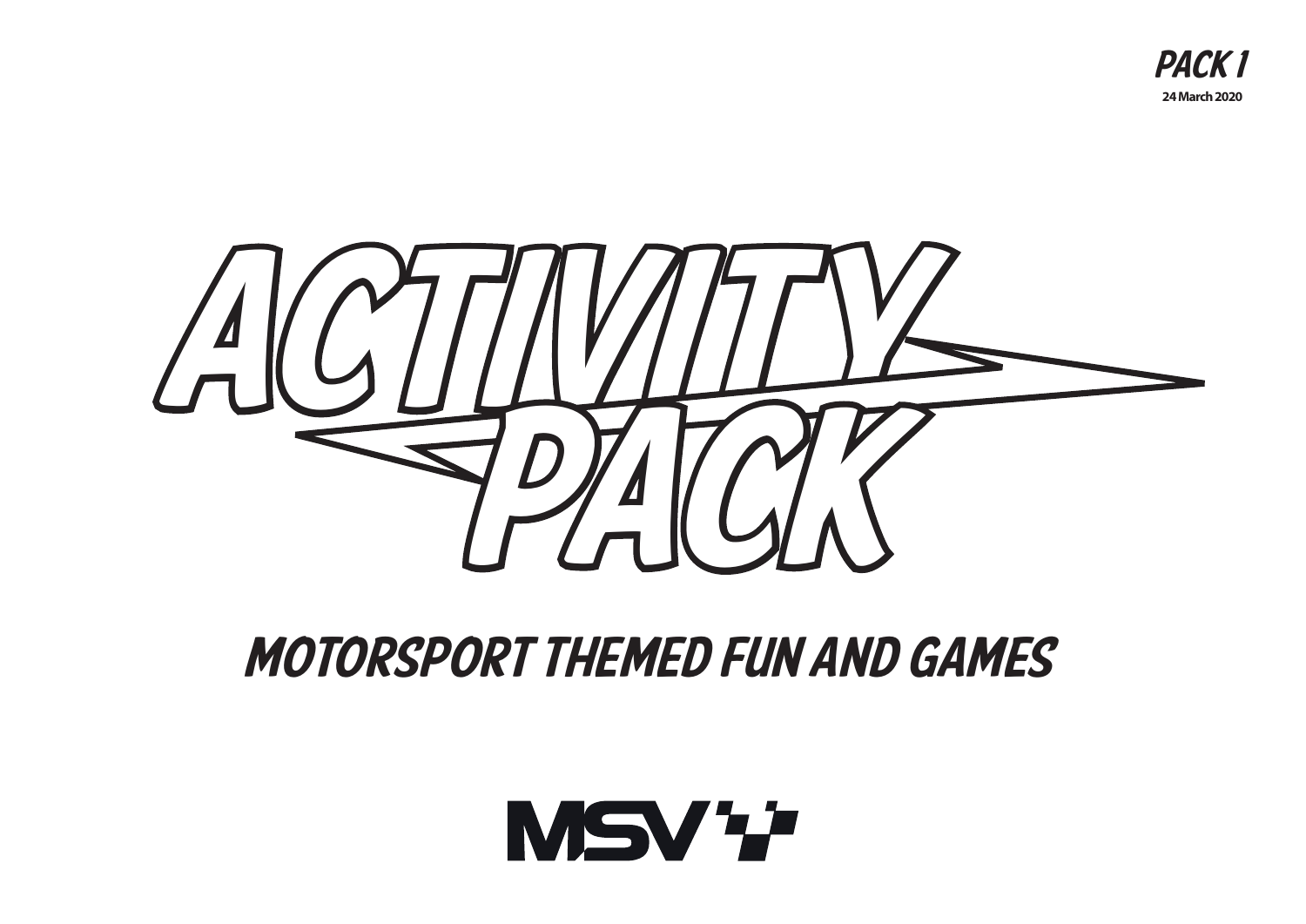**PACK 1**

**24 March 2020**

# ACTIVITY PACK

## MOTORSPORT THEMED FUN AND GAMES

MSV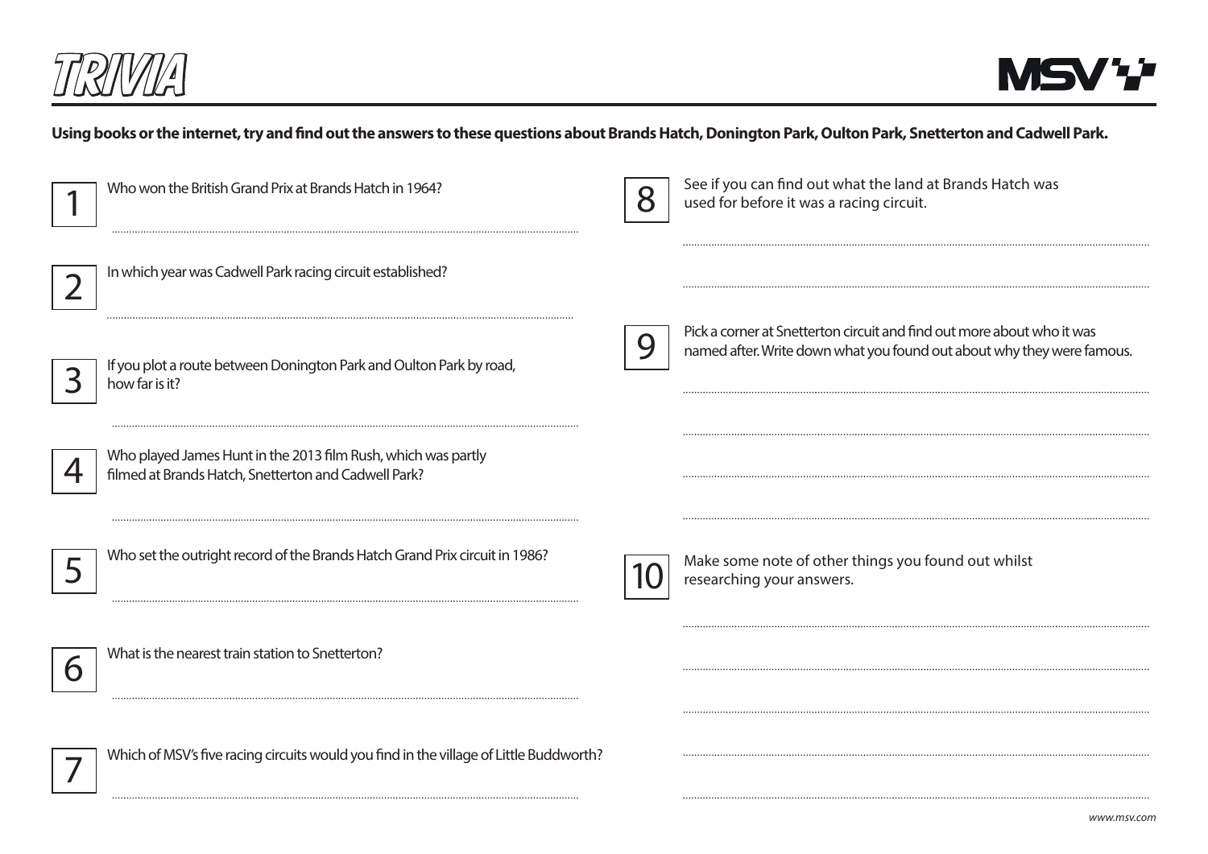# TRIVIA

**Using books or the internet, try and find out the answers to these questions about Brands Hatch, Donington Park, Oulton Park, Snetterton and Cadwell Park.**

1. Who won the British Grand Prix at Brands Hatch in 1964?

2. In which year was Cadwell Park racing circuit established?

3. If you plot a route between Donington Park and Oulton Park by road, how far is it?

4. Who played James Hunt in the 2013 film Rush, which was partly filmed at Brands Hatch, Snetterton and Cadwell Park?

5. Who set the outright record of the Brands Hatch Grand Prix circuit in 1986?

6. What is the nearest train station to Snetterton?

7. Which of MSV's five racing circuits would you find in the village of Little Buddworth?

8. See if you can find out what the land at Brands Hatch was used for before it was a racing circuit.

9. Pick a corner at Snetterton circuit and find out more about who it was named after. Write down what you found out about why they were famous.

10. Make some note of other things you found out whilst researching your answers.

www.msv.com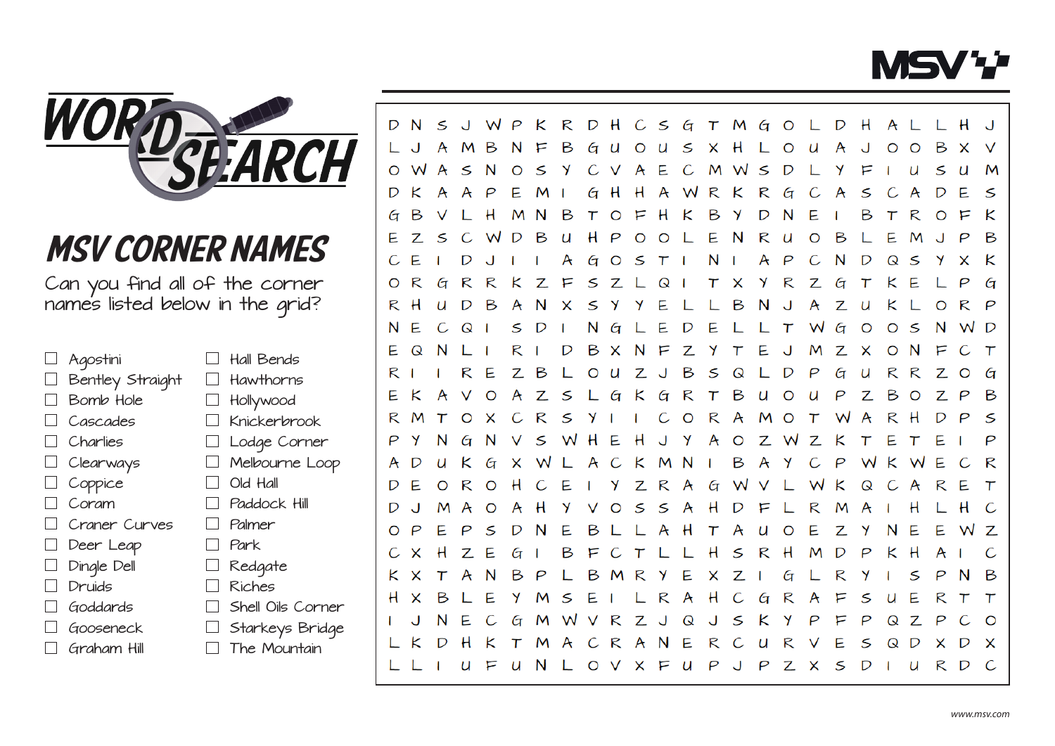MSV

# WORD SEARCH

## MSV CORNER NAMES

Can you find all of the corner names listed below in the grid?

- ☐ Agostini
- ☐ Bentley Straight
- ☐ Bomb Hole
- ☐ Cascades
- ☐ Charlies
- ☐ Clearways
- ☐ Coppice
- ☐ Coram
- ☐ Craner Curves
- ☐ Deer Leap
- ☐ Dingle Dell
- ☐ Druids
- ☐ Goddards
- ☐ Gooseneck
- ☐ Graham Hill
- ☐ Hall Bends
- ☐ Hawthorns
- ☐ Hollywood
- ☐ Knickerbrook
- ☐ Lodge Corner
- ☐ Melbourne Loop
- ☐ Old Hall
- ☐ Paddock Hill
- ☐ Palmer
- ☐ Park
- ☐ Redgate
- ☐ Riches
- ☐ Shell Oils Corner
- ☐ Starkeys Bridge
- ☐ The Mountain

```
D N S J W P K R D H C S G T M G O L D H A L L H J
L J A M B N F B G U O U S X H L O U A J O O B X V
O W A S N O S Y C V A E C M W S D L Y F I U S U M
D K A A P E M I G H H A W R K R G C A S C A D E S
G B V L H M N B T O F H K B Y D N E I B T R O F K
E Z S C W D B U H P O O L E N R U O B L E M J P B
C E I D J I I A G O S T I N I A P C N D Q S Y X K
O R G R R K Z F S Z L Q I T X Y R Z G T K E L P G
R H U D B A N X S Y Y E L L B N J A Z U K L O R P
N E C Q I S D I N G L E D E L L T W G O O S N W D
E Q N L I R I D B X N F Z Y T E J M Z X O N F C T
R I I R E Z B L O U Z J B S Q L D P G U R R Z O G
E K A V O A Z S L G K G R T B U O U P Z B O Z P B
R M T O X C R S Y I I C O R A M O T W A R H D P S
P Y N G N V S W H E H J Y A O Z W Z K T E T E I P
A D U K G X W L A C K M N I B A Y C P W K W E C R
D E O R O H C E I Y Z R A G W V L W K Q C A R E T
D J M A O A H Y V O S S A H D F L R M A I H L H C
O P E P S D N E B L L A H T A U O E Z Y N E E W Z
C X H Z E G I B F C T L L H S R H M D P K H A I C
K X T A N B P L B M R Y E X Z I G L R Y I S P N B
H X B L E Y M S E I L R A H C G R A F S U E R T T
I J N E C G M W V R Z J Q J S K Y P F P Q Z P C O
L K D H K T M A C R A N E R C U R V E S Q D X D X
L L I U F U N L O V X F U P J P Z X S D I U R D C
```

www.msv.com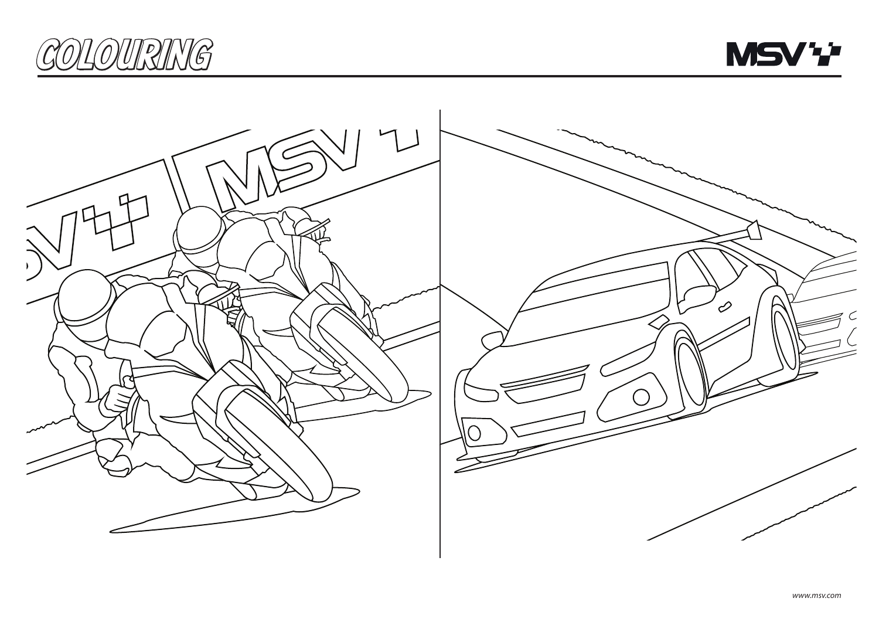# COLOURING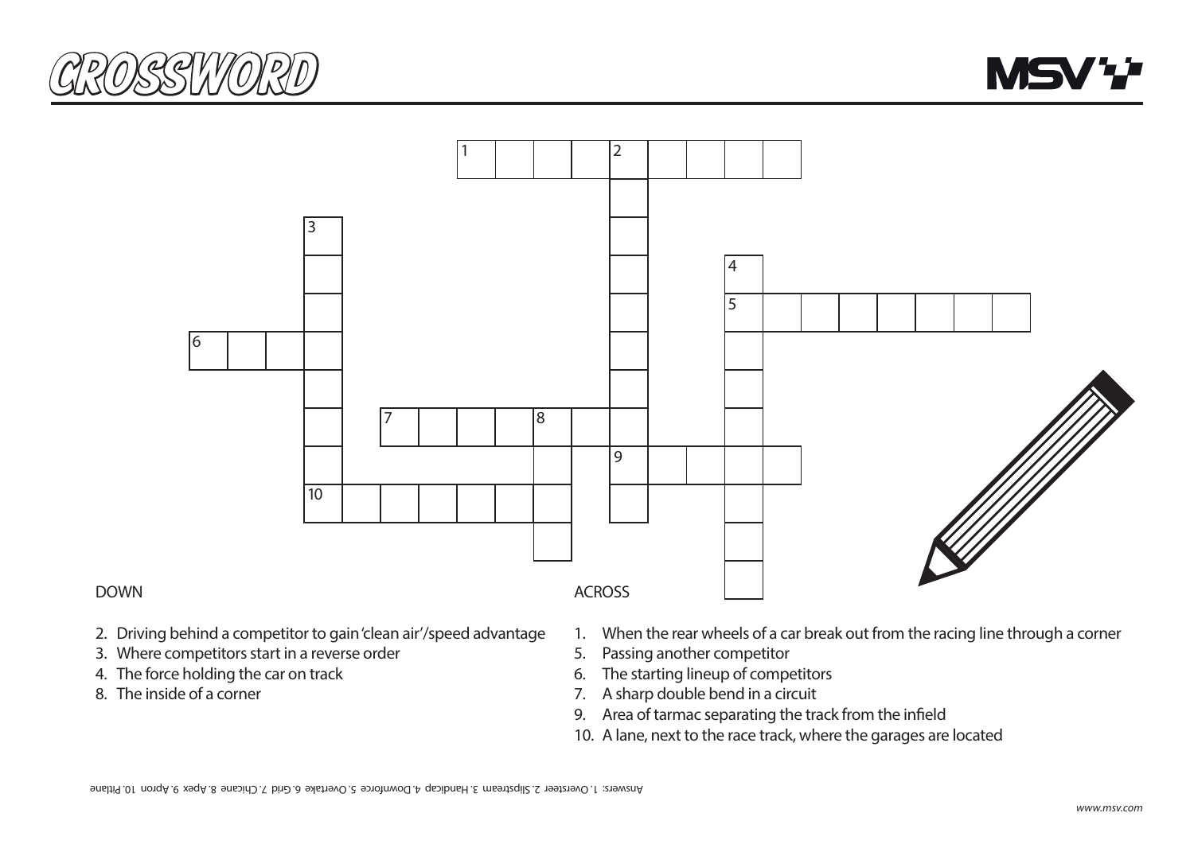# CROSSWORD

DOWN

2. Driving behind a competitor to gain 'clean air'/speed advantage
3. Where competitors start in a reverse order
4. The force holding the car on track
8. The inside of a corner

ACROSS

1. When the rear wheels of a car break out from the racing line through a corner
5. Passing another competitor
6. The starting lineup of competitors
7. A sharp double bend in a circuit
9. Area of tarmac separating the track from the infield
10. A lane, next to the race track, where the garages are located

Answers: 1.Oversteer 2.Slipstream 3.Handicap 4.Downforce 5.Overtake 6.Grid 7.Chicane 8.Apex 9.Apron 10.Pitlane

www.msv.com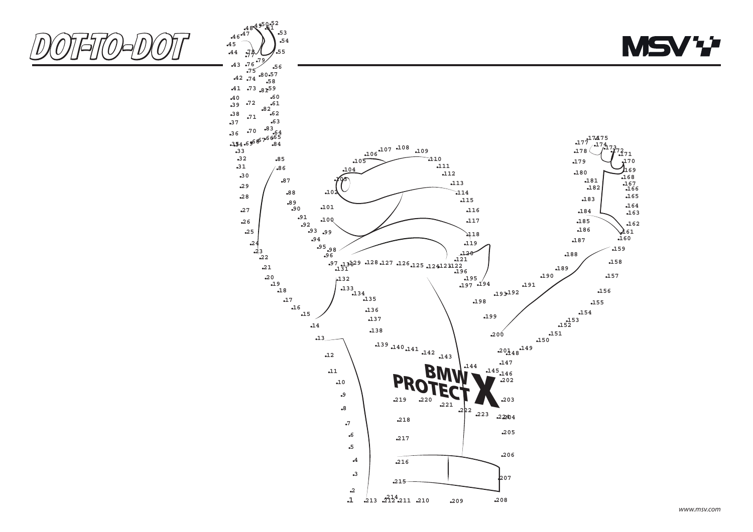# DOT-TO-DOT

MSV

BMW PROTECT X

www.msv.com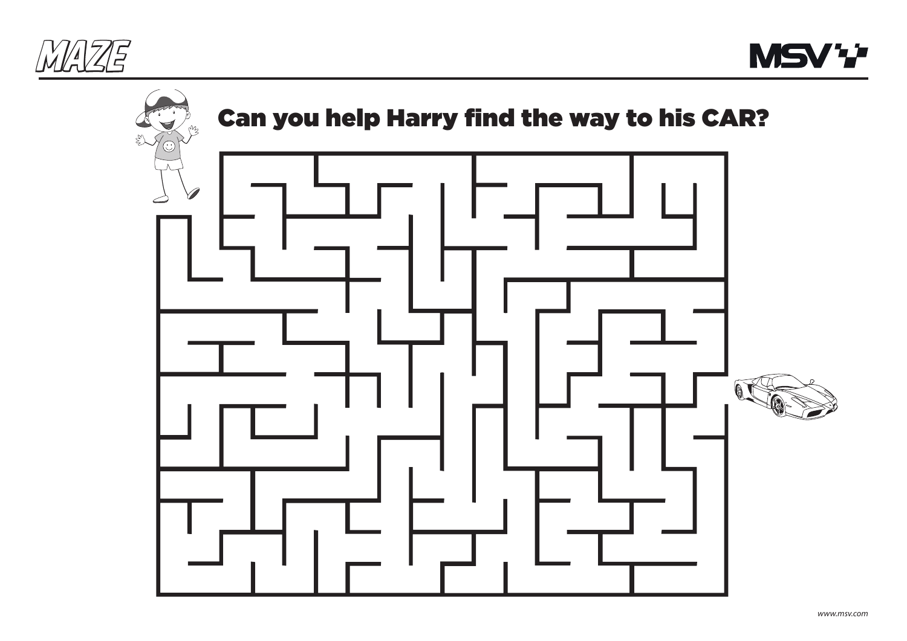# MAZE

MSV

## Can you help Harry find the way to his CAR?

www.msv.com